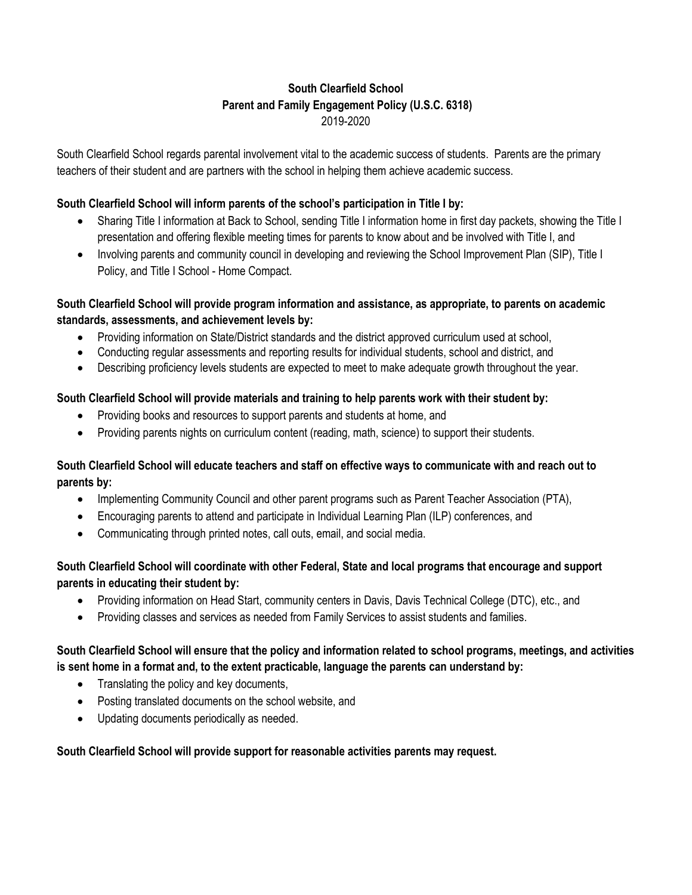# South Clearfield School
## Parent and Family Engagement Policy (U.S.C. 6318)
2019-2020

South Clearfield School regards parental involvement vital to the academic success of students. Parents are the primary teachers of their student and are partners with the school in helping them achieve academic success.

**South Clearfield School will inform parents of the school's participation in Title I by:**

- Sharing Title I information at Back to School, sending Title I information home in first day packets, showing the Title I presentation and offering flexible meeting times for parents to know about and be involved with Title I, and
- Involving parents and community council in developing and reviewing the School Improvement Plan (SIP), Title I Policy, and Title I School - Home Compact.

**South Clearfield School will provide program information and assistance, as appropriate, to parents on academic standards, assessments, and achievement levels by:**

- Providing information on State/District standards and the district approved curriculum used at school,
- Conducting regular assessments and reporting results for individual students, school and district, and
- Describing proficiency levels students are expected to meet to make adequate growth throughout the year.

**South Clearfield School will provide materials and training to help parents work with their student by:**

- Providing books and resources to support parents and students at home, and
- Providing parents nights on curriculum content (reading, math, science) to support their students.

**South Clearfield School will educate teachers and staff on effective ways to communicate with and reach out to parents by:**

- Implementing Community Council and other parent programs such as Parent Teacher Association (PTA),
- Encouraging parents to attend and participate in Individual Learning Plan (ILP) conferences, and
- Communicating through printed notes, call outs, email, and social media.

**South Clearfield School will coordinate with other Federal, State and local programs that encourage and support parents in educating their student by:**

- Providing information on Head Start, community centers in Davis, Davis Technical College (DTC), etc., and
- Providing classes and services as needed from Family Services to assist students and families.

**South Clearfield School will ensure that the policy and information related to school programs, meetings, and activities is sent home in a format and, to the extent practicable, language the parents can understand by:**

- Translating the policy and key documents,
- Posting translated documents on the school website, and
- Updating documents periodically as needed.

**South Clearfield School will provide support for reasonable activities parents may request.**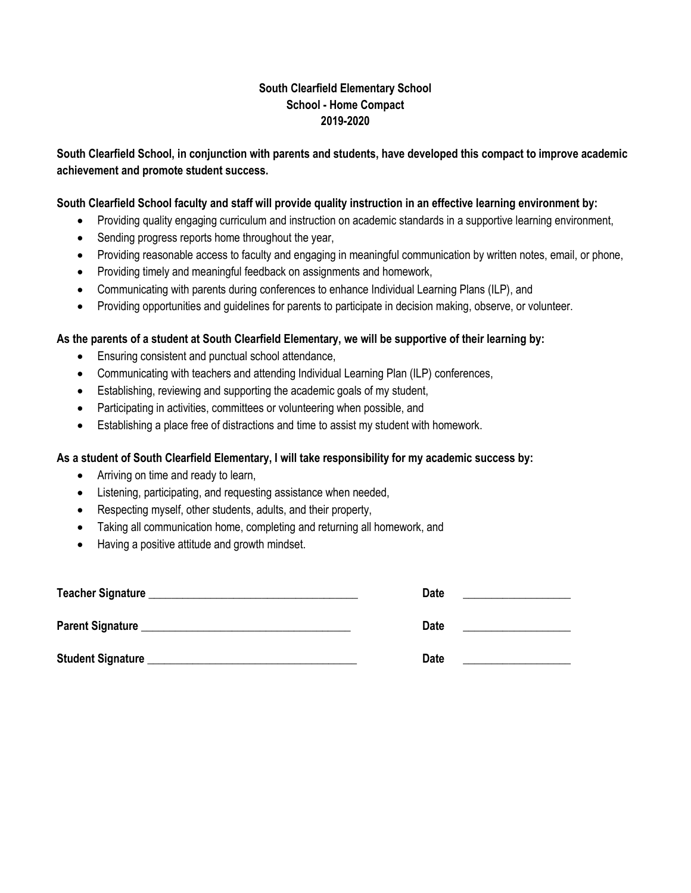**South Clearfield Elementary School**
**School - Home Compact**
**2019-2020**

**South Clearfield School, in conjunction with parents and students, have developed this compact to improve academic achievement and promote student success.**

**South Clearfield School faculty and staff will provide quality instruction in an effective learning environment by:**

- Providing quality engaging curriculum and instruction on academic standards in a supportive learning environment,
- Sending progress reports home throughout the year,
- Providing reasonable access to faculty and engaging in meaningful communication by written notes, email, or phone,
- Providing timely and meaningful feedback on assignments and homework,
- Communicating with parents during conferences to enhance Individual Learning Plans (ILP), and
- Providing opportunities and guidelines for parents to participate in decision making, observe, or volunteer.

**As the parents of a student at South Clearfield Elementary, we will be supportive of their learning by:**

- Ensuring consistent and punctual school attendance,
- Communicating with teachers and attending Individual Learning Plan (ILP) conferences,
- Establishing, reviewing and supporting the academic goals of my student,
- Participating in activities, committees or volunteering when possible, and
- Establishing a place free of distractions and time to assist my student with homework.

**As a student of South Clearfield Elementary, I will take responsibility for my academic success by:**

- Arriving on time and ready to learn,
- Listening, participating, and requesting assistance when needed,
- Respecting myself, other students, adults, and their property,
- Taking all communication home, completing and returning all homework, and
- Having a positive attitude and growth mindset.

**Teacher Signature** ____________________________________ **Date** __________________

**Parent Signature** ____________________________________ **Date** __________________

**Student Signature** ____________________________________ **Date** __________________